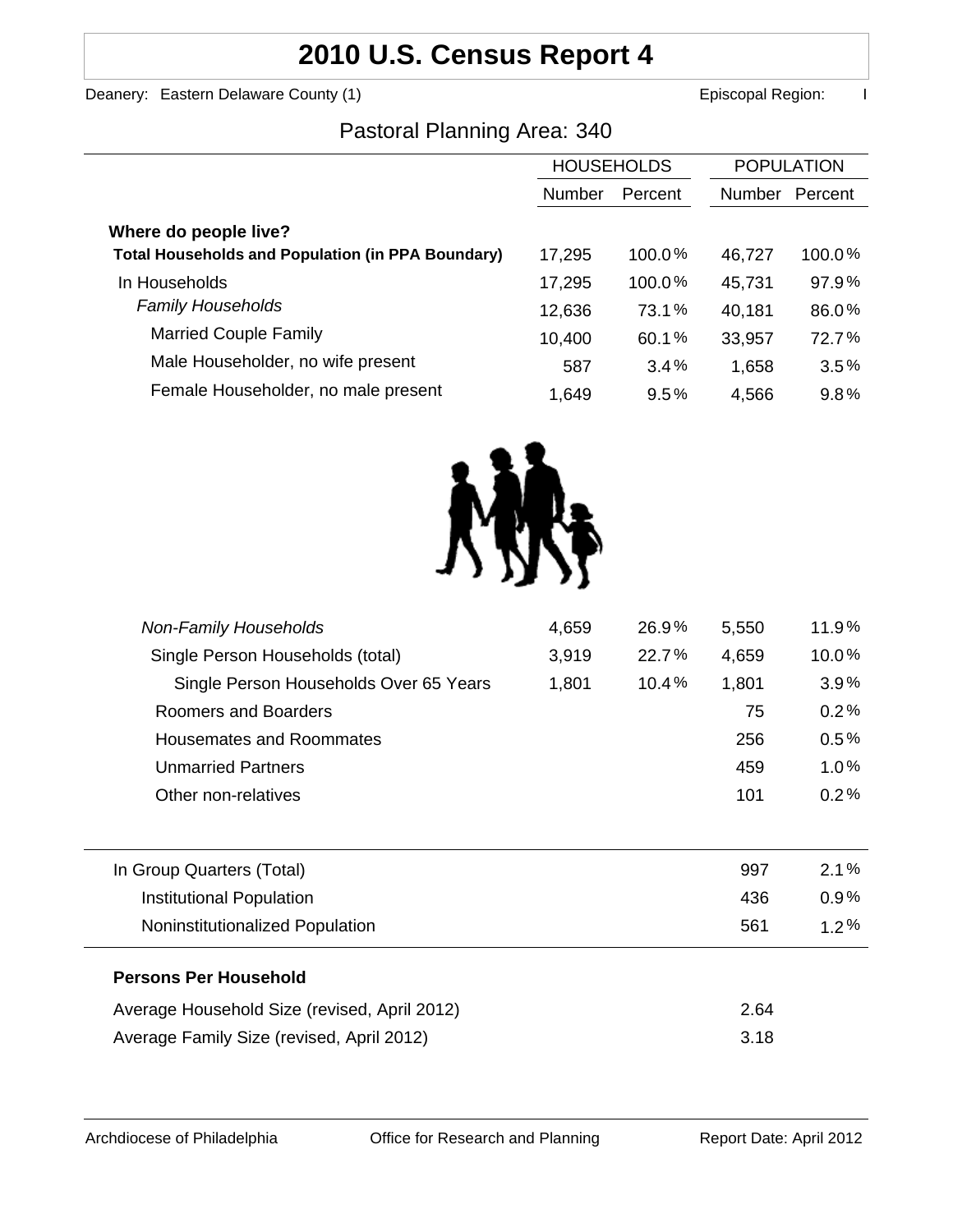# 2010 U.S. Census Report 4

Deanery: Eastern Delaware County (1) Episcopal Region: I

## Pastoral Planning Area: 340

| | HOUSEHOLDS | | POPULATION | |
|---|---|---|---|---|
| | Number | Percent | Number | Percent |
| **Where do people live?** | | | | |
| **Total Households and Population (in PPA Boundary)** | 17,295 | 100.0% | 46,727 | 100.0% |
| In Households | 17,295 | 100.0% | 45,731 | 97.9% |
| *Family Households* | 12,636 | 73.1% | 40,181 | 86.0% |
| Married Couple Family | 10,400 | 60.1% | 33,957 | 72.7% |
| Male Householder, no wife present | 587 | 3.4% | 1,658 | 3.5% |
| Female Householder, no male present | 1,649 | 9.5% | 4,566 | 9.8% |
| *Non-Family Households* | 4,659 | 26.9% | 5,550 | 11.9% |
| Single Person Households (total) | 3,919 | 22.7% | 4,659 | 10.0% |
| Single Person Households Over 65 Years | 1,801 | 10.4% | 1,801 | 3.9% |
| Roomers and Boarders | | | 75 | 0.2% |
| Housemates and Roommates | | | 256 | 0.5% |
| Unmarried Partners | | | 459 | 1.0% |
| Other non-relatives | | | 101 | 0.2% |
| In Group Quarters (Total) | | | 997 | 2.1% |
| Institutional Population | | | 436 | 0.9% |
| Noninstitutionalized Population | | | 561 | 1.2% |

**Persons Per Household**

| | |
|---|---|
| Average Household Size (revised, April 2012) | 2.64 |
| Average Family Size (revised, April 2012) | 3.18 |

Archdiocese of Philadelphia Office for Research and Planning Report Date: April 2012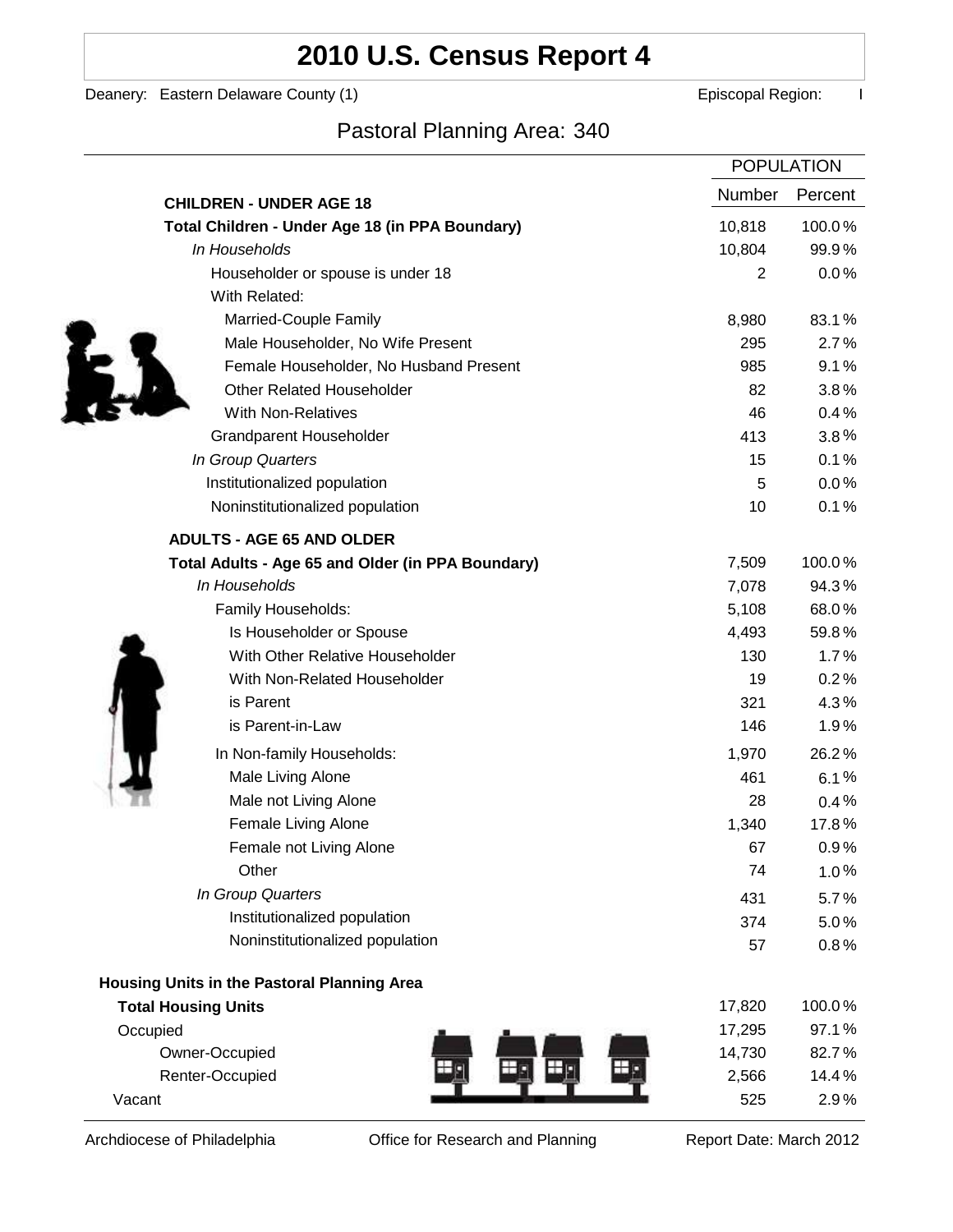# 2010 U.S. Census Report 4

Deanery: Eastern Delaware County (1) Episcopal Region: I

## Pastoral Planning Area: 340

| | POPULATION | |
|---|---|---|
| | Number | Percent |
| **CHILDREN - UNDER AGE 18** | | |
| **Total Children - Under Age 18 (in PPA Boundary)** | 10,818 | 100.0% |
| *In Households* | 10,804 | 99.9% |
| Householder or spouse is under 18 | 2 | 0.0% |
| With Related: | | |
| Married-Couple Family | 8,980 | 83.1% |
| Male Householder, No Wife Present | 295 | 2.7% |
| Female Householder, No Husband Present | 985 | 9.1% |
| Other Related Householder | 82 | 3.8% |
| With Non-Relatives | 46 | 0.4% |
| Grandparent Householder | 413 | 3.8% |
| *In Group Quarters* | 15 | 0.1% |
| Institutionalized population | 5 | 0.0% |
| Noninstitutionalized population | 10 | 0.1% |
| **ADULTS - AGE 65 AND OLDER** | | |
| **Total Adults - Age 65 and Older (in PPA Boundary)** | 7,509 | 100.0% |
| *In Households* | 7,078 | 94.3% |
| Family Households: | 5,108 | 68.0% |
| Is Householder or Spouse | 4,493 | 59.8% |
| With Other Relative Householder | 130 | 1.7% |
| With Non-Related Householder | 19 | 0.2% |
| is Parent | 321 | 4.3% |
| is Parent-in-Law | 146 | 1.9% |
| In Non-family Households: | 1,970 | 26.2% |
| Male Living Alone | 461 | 6.1% |
| Male not Living Alone | 28 | 0.4% |
| Female Living Alone | 1,340 | 17.8% |
| Female not Living Alone | 67 | 0.9% |
| Other | 74 | 1.0% |
| *In Group Quarters* | 431 | 5.7% |
| Institutionalized population | 374 | 5.0% |
| Noninstitutionalized population | 57 | 0.8% |
| **Housing Units in the Pastoral Planning Area** | | |
| **Total Housing Units** | 17,820 | 100.0% |
| Occupied | 17,295 | 97.1% |
| Owner-Occupied | 14,730 | 82.7% |
| Renter-Occupied | 2,566 | 14.4% |
| Vacant | 525 | 2.9% |

Archdiocese of Philadelphia Office for Research and Planning Report Date: March 2012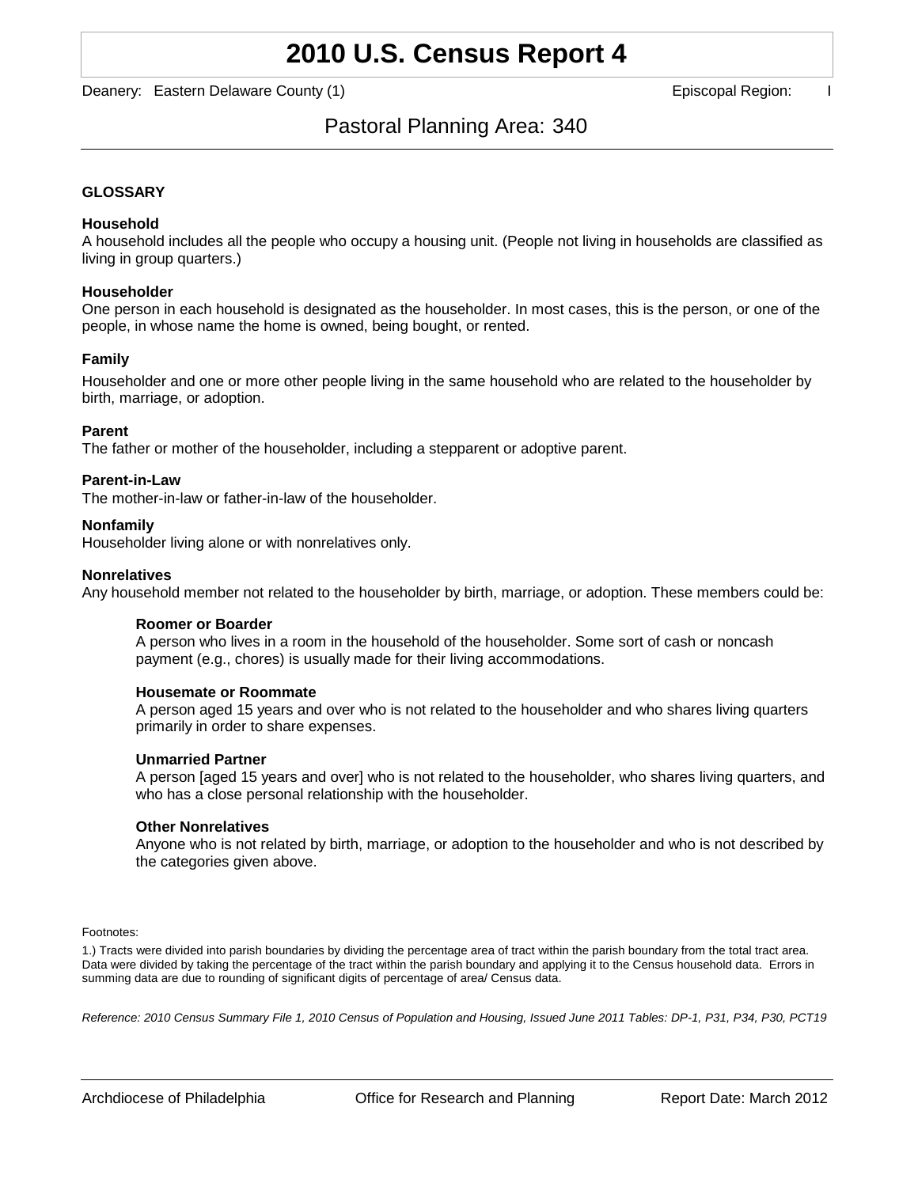# 2010 U.S. Census Report 4

Deanery: Eastern Delaware County (1) Episcopal Region: I

## Pastoral Planning Area: 340

**GLOSSARY**

**Household**
A household includes all the people who occupy a housing unit. (People not living in households are classified as living in group quarters.)

**Householder**
One person in each household is designated as the householder. In most cases, this is the person, or one of the people, in whose name the home is owned, being bought, or rented.

**Family**
Householder and one or more other people living in the same household who are related to the householder by birth, marriage, or adoption.

**Parent**
The father or mother of the householder, including a stepparent or adoptive parent.

**Parent-in-Law**
The mother-in-law or father-in-law of the householder.

**Nonfamily**
Householder living alone or with nonrelatives only.

**Nonrelatives**
Any household member not related to the householder by birth, marriage, or adoption. These members could be:

> **Roomer or Boarder**
> A person who lives in a room in the household of the householder. Some sort of cash or noncash payment (e.g., chores) is usually made for their living accommodations.
>
> **Housemate or Roommate**
> A person aged 15 years and over who is not related to the householder and who shares living quarters primarily in order to share expenses.
>
> **Unmarried Partner**
> A person [aged 15 years and over] who is not related to the householder, who shares living quarters, and who has a close personal relationship with the householder.
>
> **Other Nonrelatives**
> Anyone who is not related by birth, marriage, or adoption to the householder and who is not described by the categories given above.

Footnotes:

1.) Tracts were divided into parish boundaries by dividing the percentage area of tract within the parish boundary from the total tract area. Data were divided by taking the percentage of the tract within the parish boundary and applying it to the Census household data. Errors in summing data are due to rounding of significant digits of percentage of area/ Census data.

*Reference: 2010 Census Summary File 1, 2010 Census of Population and Housing, Issued June 2011 Tables: DP-1, P31, P34, P30, PCT19*

Archdiocese of Philadelphia Office for Research and Planning Report Date: March 2012